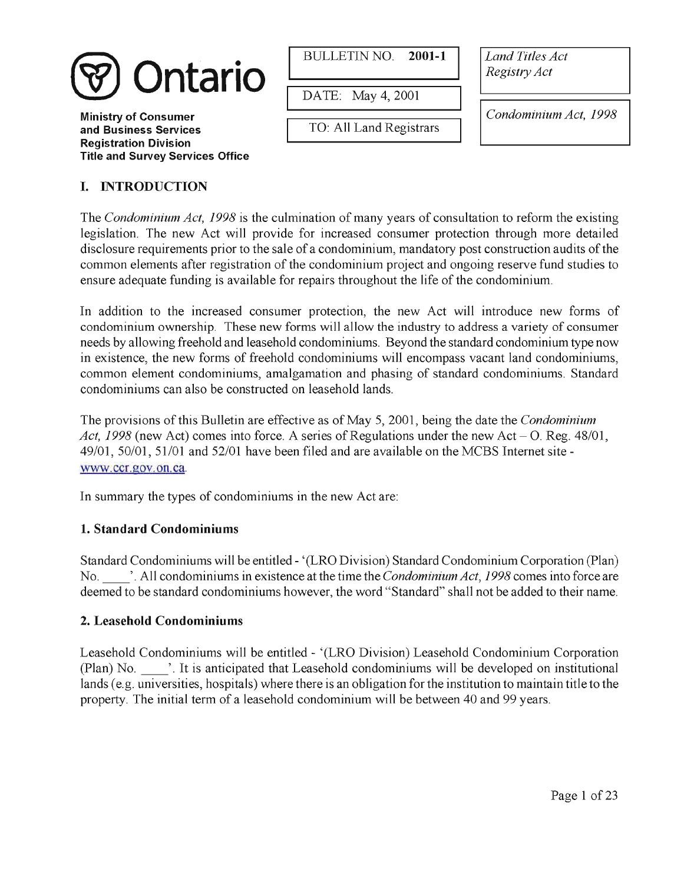**Ontario**

**Ministry of Consumer and Business Services**
**Registration Division**
**Title and Survey Services Office**

| BULLETIN NO. **2001-1** |
| --- |
| DATE: May 4, 2001 |
| TO: All Land Registrars |

*Land Titles Act*
*Registry Act*

*Condominium Act, 1998*

## I. INTRODUCTION

The *Condominium Act, 1998* is the culmination of many years of consultation to reform the existing legislation. The new Act will provide for increased consumer protection through more detailed disclosure requirements prior to the sale of a condominium, mandatory post construction audits of the common elements after registration of the condominium project and ongoing reserve fund studies to ensure adequate funding is available for repairs throughout the life of the condominium.

In addition to the increased consumer protection, the new Act will introduce new forms of condominium ownership. These new forms will allow the industry to address a variety of consumer needs by allowing freehold and leasehold condominiums. Beyond the standard condominium type now in existence, the new forms of freehold condominiums will encompass vacant land condominiums, common element condominiums, amalgamation and phasing of standard condominiums. Standard condominiums can also be constructed on leasehold lands.

The provisions of this Bulletin are effective as of May 5, 2001, being the date the *Condominium Act, 1998* (new Act) comes into force. A series of Regulations under the new Act – O. Reg. 48/01, 49/01, 50/01, 51/01 and 52/01 have been filed and are available on the MCBS Internet site - www.ccr.gov.on.ca.

In summary the types of condominiums in the new Act are:

### 1. Standard Condominiums

Standard Condominiums will be entitled - '(LRO Division) Standard Condominium Corporation (Plan) No. ____'. All condominiums in existence at the time the *Condominium Act, 1998* comes into force are deemed to be standard condominiums however, the word "Standard" shall not be added to their name.

### 2. Leasehold Condominiums

Leasehold Condominiums will be entitled - '(LRO Division) Leasehold Condominium Corporation (Plan) No. ____'. It is anticipated that Leasehold condominiums will be developed on institutional lands (e.g. universities, hospitals) where there is an obligation for the institution to maintain title to the property. The initial term of a leasehold condominium will be between 40 and 99 years.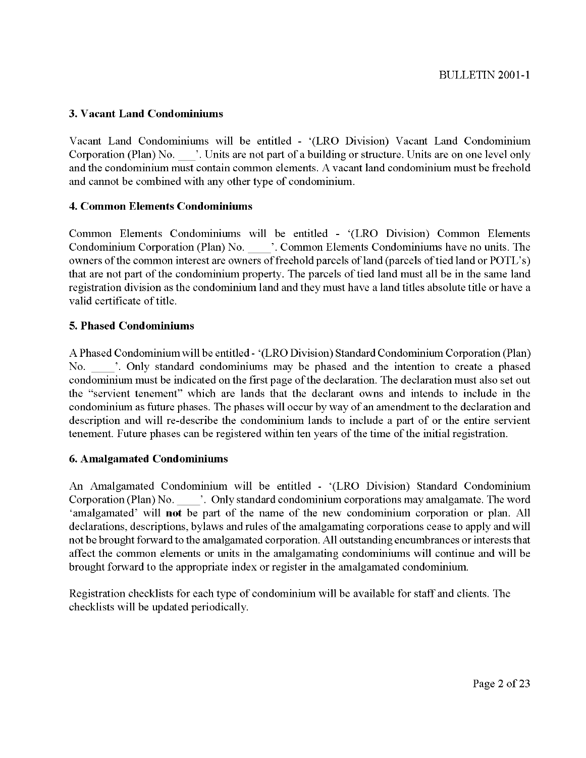### 3. Vacant Land Condominiums

Vacant Land Condominiums will be entitled - '(LRO Division) Vacant Land Condominium Corporation (Plan) No. ___'. Units are not part of a building or structure. Units are on one level only and the condominium must contain common elements. A vacant land condominium must be freehold and cannot be combined with any other type of condominium.

### 4. Common Elements Condominiums

Common Elements Condominiums will be entitled - '(LRO Division) Common Elements Condominium Corporation (Plan) No. ____'. Common Elements Condominiums have no units. The owners of the common interest are owners of freehold parcels of land (parcels of tied land or POTL's) that are not part of the condominium property. The parcels of tied land must all be in the same land registration division as the condominium land and they must have a land titles absolute title or have a valid certificate of title.

### 5. Phased Condominiums

A Phased Condominium will be entitled - '(LRO Division) Standard Condominium Corporation (Plan) No. ____'. Only standard condominiums may be phased and the intention to create a phased condominium must be indicated on the first page of the declaration. The declaration must also set out the "servient tenement" which are lands that the declarant owns and intends to include in the condominium as future phases. The phases will occur by way of an amendment to the declaration and description and will re-describe the condominium lands to include a part of or the entire servient tenement. Future phases can be registered within ten years of the time of the initial registration.

### 6. Amalgamated Condominiums

An Amalgamated Condominium will be entitled - '(LRO Division) Standard Condominium Corporation (Plan) No. ____'. Only standard condominium corporations may amalgamate. The word 'amalgamated' will **not** be part of the name of the new condominium corporation or plan. All declarations, descriptions, bylaws and rules of the amalgamating corporations cease to apply and will not be brought forward to the amalgamated corporation. All outstanding encumbrances or interests that affect the common elements or units in the amalgamating condominiums will continue and will be brought forward to the appropriate index or register in the amalgamated condominium.

Registration checklists for each type of condominium will be available for staff and clients. The checklists will be updated periodically.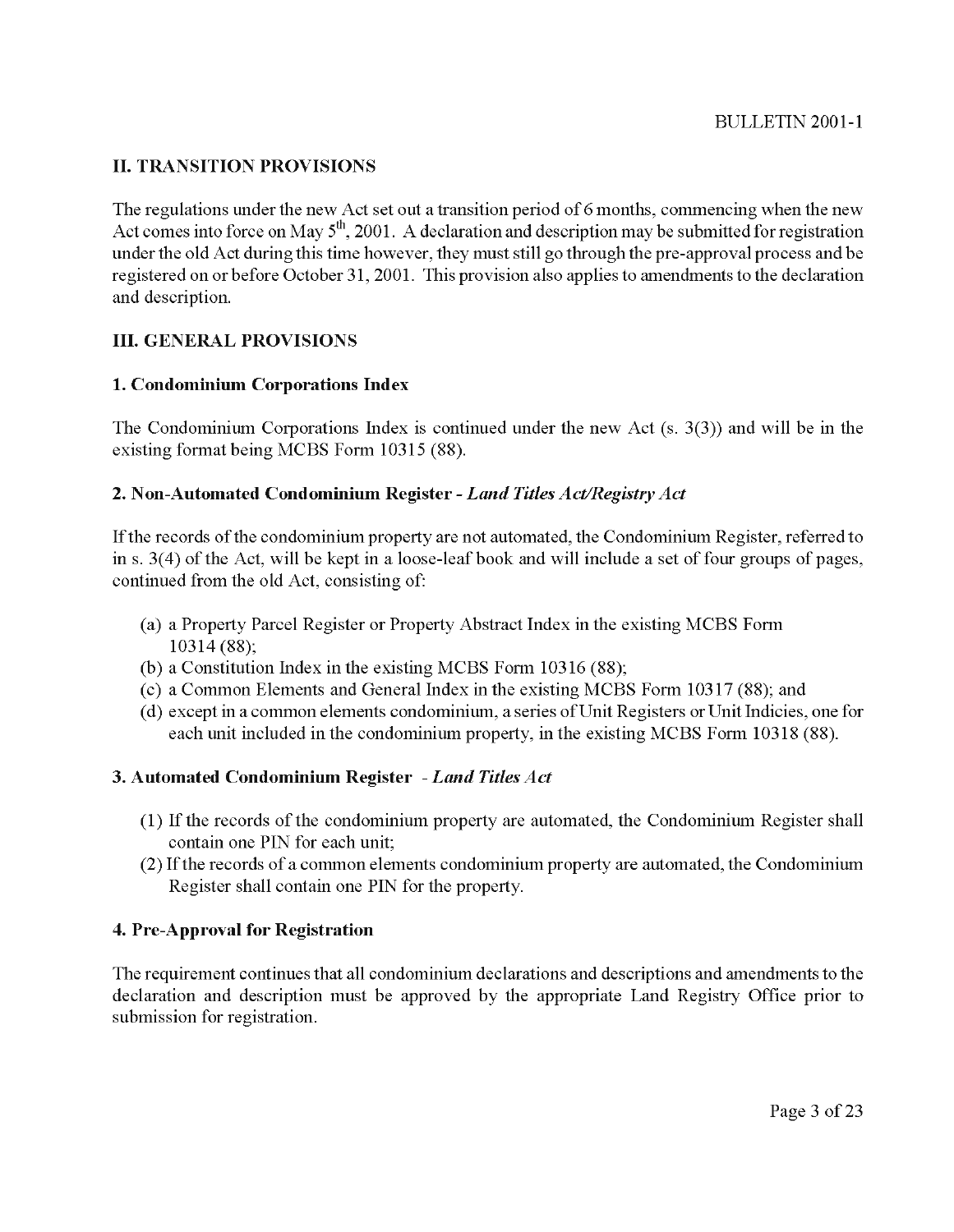## II. TRANSITION PROVISIONS

The regulations under the new Act set out a transition period of 6 months, commencing when the new Act comes into force on May 5th, 2001. A declaration and description may be submitted for registration under the old Act during this time however, they must still go through the pre-approval process and be registered on or before October 31, 2001. This provision also applies to amendments to the declaration and description.

## III. GENERAL PROVISIONS

### 1. Condominium Corporations Index

The Condominium Corporations Index is continued under the new Act (s. 3(3)) and will be in the existing format being MCBS Form 10315 (88).

### 2. Non-Automated Condominium Register - *Land Titles Act/Registry Act*

If the records of the condominium property are not automated, the Condominium Register, referred to in s. 3(4) of the Act, will be kept in a loose-leaf book and will include a set of four groups of pages, continued from the old Act, consisting of:

(a) a Property Parcel Register or Property Abstract Index in the existing MCBS Form 10314 (88);
(b) a Constitution Index in the existing MCBS Form 10316 (88);
(c) a Common Elements and General Index in the existing MCBS Form 10317 (88); and
(d) except in a common elements condominium, a series of Unit Registers or Unit Indicies, one for each unit included in the condominium property, in the existing MCBS Form 10318 (88).

### 3. Automated Condominium Register - *Land Titles Act*

(1) If the records of the condominium property are automated, the Condominium Register shall contain one PIN for each unit;
(2) If the records of a common elements condominium property are automated, the Condominium Register shall contain one PIN for the property.

### 4. Pre-Approval for Registration

The requirement continues that all condominium declarations and descriptions and amendments to the declaration and description must be approved by the appropriate Land Registry Office prior to submission for registration.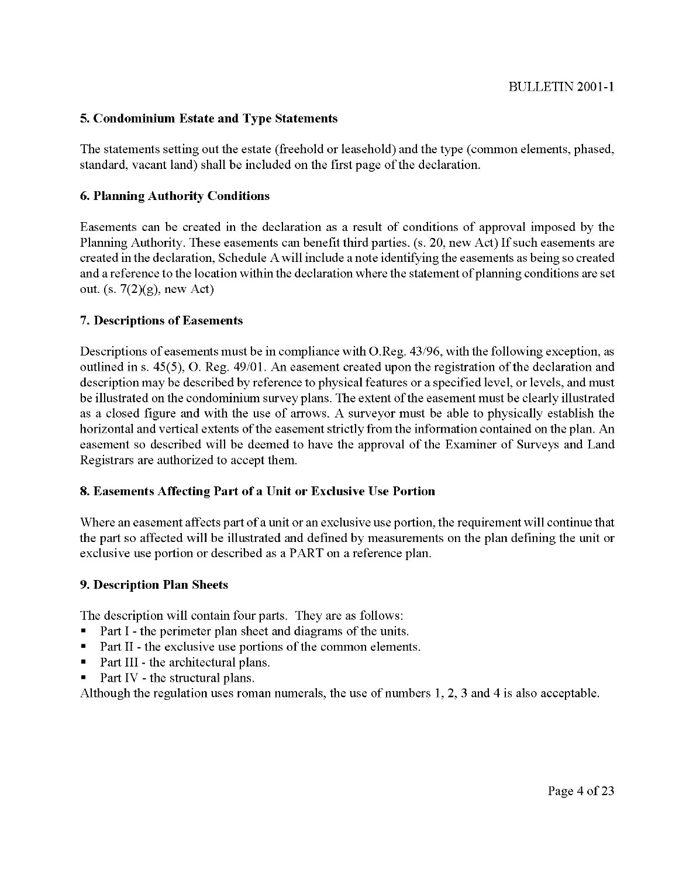### 5. Condominium Estate and Type Statements

The statements setting out the estate (freehold or leasehold) and the type (common elements, phased, standard, vacant land) shall be included on the first page of the declaration.

### 6. Planning Authority Conditions

Easements can be created in the declaration as a result of conditions of approval imposed by the Planning Authority. These easements can benefit third parties. (s. 20, new Act) If such easements are created in the declaration, Schedule A will include a note identifying the easements as being so created and a reference to the location within the declaration where the statement of planning conditions are set out. (s. 7(2)(g), new Act)

### 7. Descriptions of Easements

Descriptions of easements must be in compliance with O.Reg. 43/96, with the following exception, as outlined in s. 45(5), O. Reg. 49/01. An easement created upon the registration of the declaration and description may be described by reference to physical features or a specified level, or levels, and must be illustrated on the condominium survey plans. The extent of the easement must be clearly illustrated as a closed figure and with the use of arrows. A surveyor must be able to physically establish the horizontal and vertical extents of the easement strictly from the information contained on the plan. An easement so described will be deemed to have the approval of the Examiner of Surveys and Land Registrars are authorized to accept them.

### 8. Easements Affecting Part of a Unit or Exclusive Use Portion

Where an easement affects part of a unit or an exclusive use portion, the requirement will continue that the part so affected will be illustrated and defined by measurements on the plan defining the unit or exclusive use portion or described as a PART on a reference plan.

### 9. Description Plan Sheets

The description will contain four parts. They are as follows:

- Part I - the perimeter plan sheet and diagrams of the units.
- Part II - the exclusive use portions of the common elements.
- Part III - the architectural plans.
- Part IV - the structural plans.

Although the regulation uses roman numerals, the use of numbers 1, 2, 3 and 4 is also acceptable.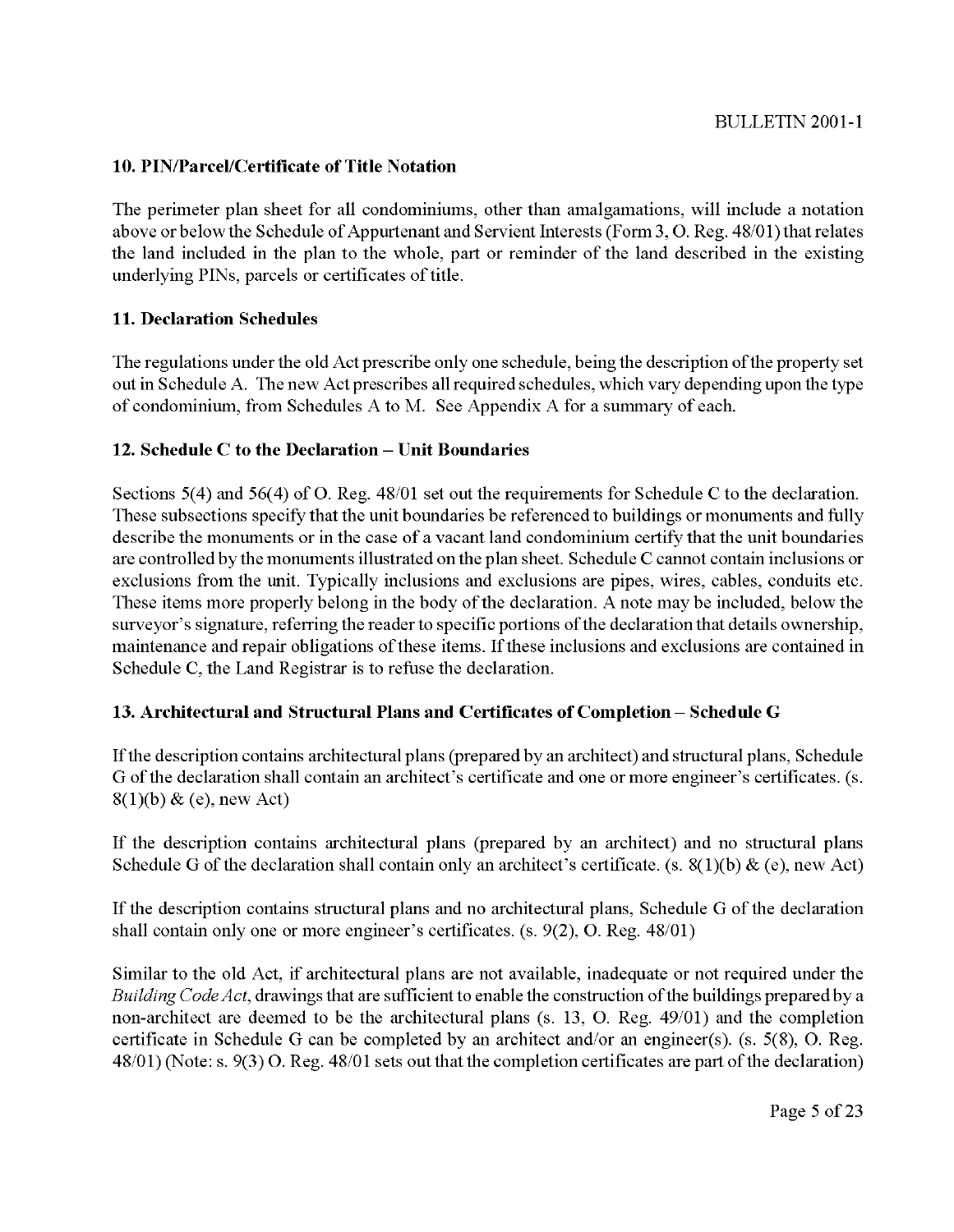### 10. PIN/Parcel/Certificate of Title Notation

The perimeter plan sheet for all condominiums, other than amalgamations, will include a notation above or below the Schedule of Appurtenant and Servient Interests (Form 3, O. Reg. 48/01) that relates the land included in the plan to the whole, part or reminder of the land described in the existing underlying PINs, parcels or certificates of title.

### 11. Declaration Schedules

The regulations under the old Act prescribe only one schedule, being the description of the property set out in Schedule A. The new Act prescribes all required schedules, which vary depending upon the type of condominium, from Schedules A to M. See Appendix A for a summary of each.

### 12. Schedule C to the Declaration – Unit Boundaries

Sections 5(4) and 56(4) of O. Reg. 48/01 set out the requirements for Schedule C to the declaration. These subsections specify that the unit boundaries be referenced to buildings or monuments and fully describe the monuments or in the case of a vacant land condominium certify that the unit boundaries are controlled by the monuments illustrated on the plan sheet. Schedule C cannot contain inclusions or exclusions from the unit. Typically inclusions and exclusions are pipes, wires, cables, conduits etc. These items more properly belong in the body of the declaration. A note may be included, below the surveyor's signature, referring the reader to specific portions of the declaration that details ownership, maintenance and repair obligations of these items. If these inclusions and exclusions are contained in Schedule C, the Land Registrar is to refuse the declaration.

### 13. Architectural and Structural Plans and Certificates of Completion – Schedule G

If the description contains architectural plans (prepared by an architect) and structural plans, Schedule G of the declaration shall contain an architect's certificate and one or more engineer's certificates. (s. 8(1)(b) & (e), new Act)

If the description contains architectural plans (prepared by an architect) and no structural plans Schedule G of the declaration shall contain only an architect's certificate. (s. 8(1)(b) & (e), new Act)

If the description contains structural plans and no architectural plans, Schedule G of the declaration shall contain only one or more engineer's certificates. (s. 9(2), O. Reg. 48/01)

Similar to the old Act, if architectural plans are not available, inadequate or not required under the *Building Code Act*, drawings that are sufficient to enable the construction of the buildings prepared by a non-architect are deemed to be the architectural plans (s. 13, O. Reg. 49/01) and the completion certificate in Schedule G can be completed by an architect and/or an engineer(s). (s. 5(8), O. Reg. 48/01) (Note: s. 9(3) O. Reg. 48/01 sets out that the completion certificates are part of the declaration)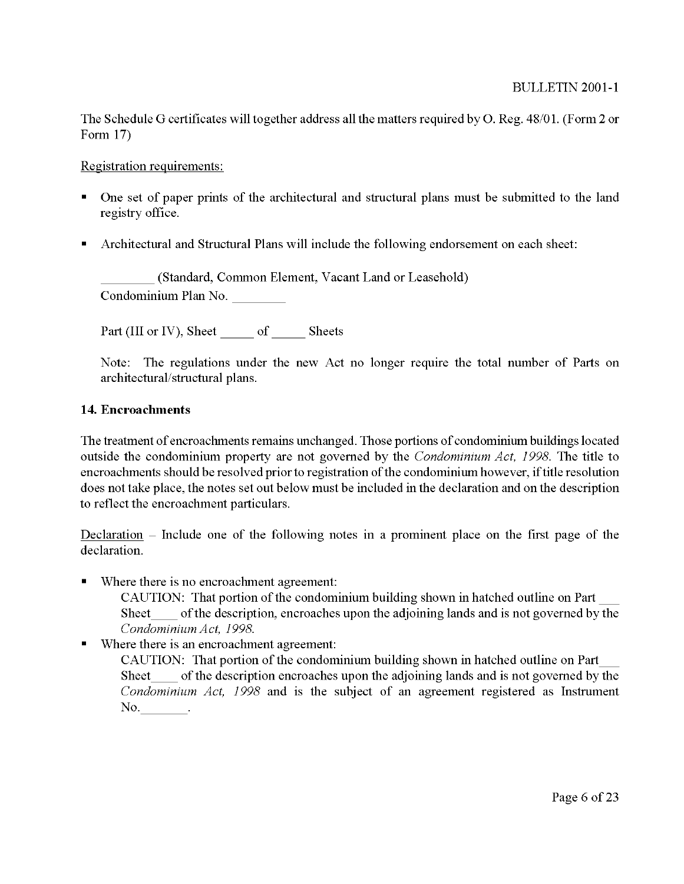The Schedule G certificates will together address all the matters required by O. Reg. 48/01. (Form 2 or Form 17)

Registration requirements:

- One set of paper prints of the architectural and structural plans must be submitted to the land registry office.

- Architectural and Structural Plans will include the following endorsement on each sheet:

  ________ (Standard, Common Element, Vacant Land or Leasehold)
  Condominium Plan No. ________

  Part (III or IV), Sheet _____ of _____ Sheets

  Note: The regulations under the new Act no longer require the total number of Parts on architectural/structural plans.

**14. Encroachments**

The treatment of encroachments remains unchanged. Those portions of condominium buildings located outside the condominium property are not governed by the *Condominium Act, 1998.* The title to encroachments should be resolved prior to registration of the condominium however, if title resolution does not take place, the notes set out below must be included in the declaration and on the description to reflect the encroachment particulars.

Declaration – Include one of the following notes in a prominent place on the first page of the declaration.

- Where there is no encroachment agreement:
  CAUTION: That portion of the condominium building shown in hatched outline on Part ___ Sheet____ of the description, encroaches upon the adjoining lands and is not governed by the *Condominium Act, 1998.*
- Where there is an encroachment agreement:
  CAUTION: That portion of the condominium building shown in hatched outline on Part___ Sheet____ of the description encroaches upon the adjoining lands and is not governed by the *Condominium Act, 1998* and is the subject of an agreement registered as Instrument No._______.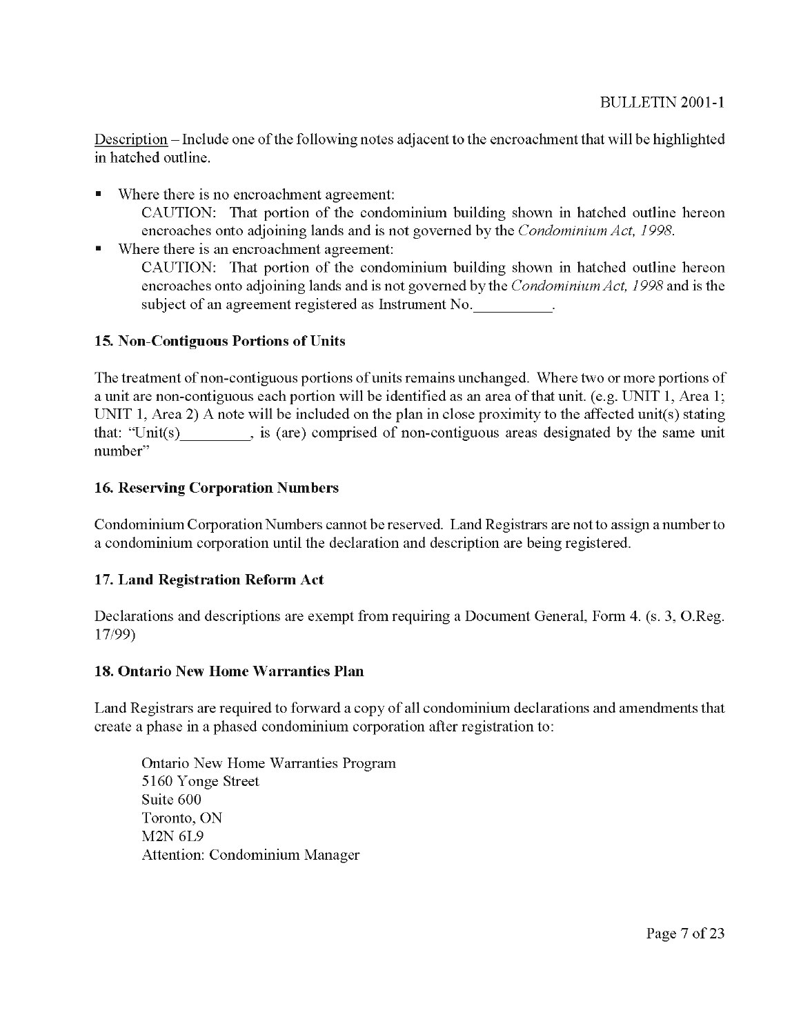Description – Include one of the following notes adjacent to the encroachment that will be highlighted in hatched outline.

- Where there is no encroachment agreement:
  CAUTION: That portion of the condominium building shown in hatched outline hereon encroaches onto adjoining lands and is not governed by the *Condominium Act, 1998*.
- Where there is an encroachment agreement:
  CAUTION: That portion of the condominium building shown in hatched outline hereon encroaches onto adjoining lands and is not governed by the *Condominium Act, 1998* and is the subject of an agreement registered as Instrument No.__________.

### 15. Non-Contiguous Portions of Units

The treatment of non-contiguous portions of units remains unchanged. Where two or more portions of a unit are non-contiguous each portion will be identified as an area of that unit. (e.g. UNIT 1, Area 1; UNIT 1, Area 2) A note will be included on the plan in close proximity to the affected unit(s) stating that: "Unit(s)_________, is (are) comprised of non-contiguous areas designated by the same unit number"

### 16. Reserving Corporation Numbers

Condominium Corporation Numbers cannot be reserved. Land Registrars are not to assign a number to a condominium corporation until the declaration and description are being registered.

### 17. Land Registration Reform Act

Declarations and descriptions are exempt from requiring a Document General, Form 4. (s. 3, O.Reg. 17/99)

### 18. Ontario New Home Warranties Plan

Land Registrars are required to forward a copy of all condominium declarations and amendments that create a phase in a phased condominium corporation after registration to:

Ontario New Home Warranties Program
5160 Yonge Street
Suite 600
Toronto, ON
M2N 6L9
Attention: Condominium Manager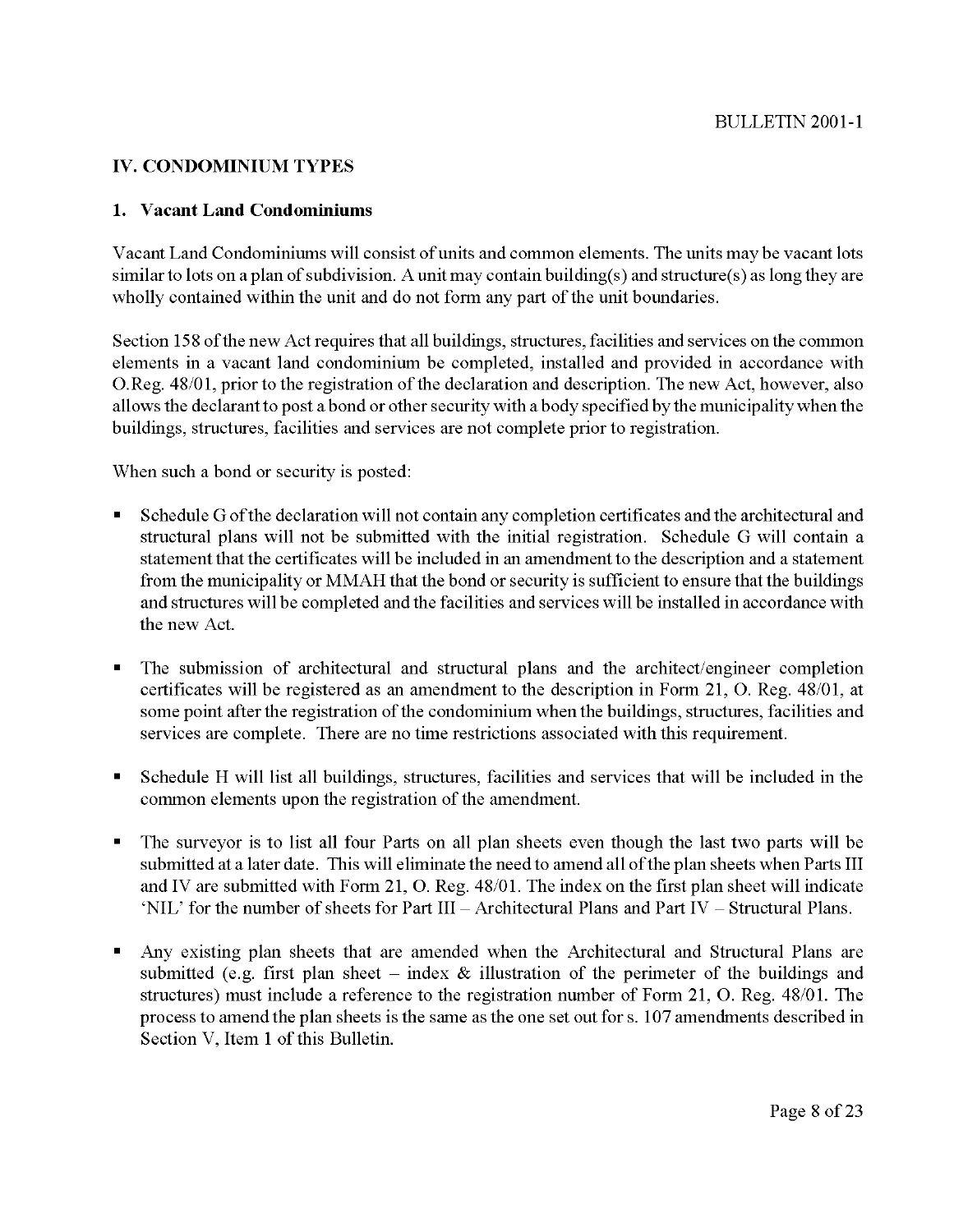## IV. CONDOMINIUM TYPES

### 1. Vacant Land Condominiums

Vacant Land Condominiums will consist of units and common elements. The units may be vacant lots similar to lots on a plan of subdivision. A unit may contain building(s) and structure(s) as long they are wholly contained within the unit and do not form any part of the unit boundaries.

Section 158 of the new Act requires that all buildings, structures, facilities and services on the common elements in a vacant land condominium be completed, installed and provided in accordance with O.Reg. 48/01, prior to the registration of the declaration and description. The new Act, however, also allows the declarant to post a bond or other security with a body specified by the municipality when the buildings, structures, facilities and services are not complete prior to registration.

When such a bond or security is posted:

- Schedule G of the declaration will not contain any completion certificates and the architectural and structural plans will not be submitted with the initial registration. Schedule G will contain a statement that the certificates will be included in an amendment to the description and a statement from the municipality or MMAH that the bond or security is sufficient to ensure that the buildings and structures will be completed and the facilities and services will be installed in accordance with the new Act.
- The submission of architectural and structural plans and the architect/engineer completion certificates will be registered as an amendment to the description in Form 21, O. Reg. 48/01, at some point after the registration of the condominium when the buildings, structures, facilities and services are complete. There are no time restrictions associated with this requirement.
- Schedule H will list all buildings, structures, facilities and services that will be included in the common elements upon the registration of the amendment.
- The surveyor is to list all four Parts on all plan sheets even though the last two parts will be submitted at a later date. This will eliminate the need to amend all of the plan sheets when Parts III and IV are submitted with Form 21, O. Reg. 48/01. The index on the first plan sheet will indicate 'NIL' for the number of sheets for Part III – Architectural Plans and Part IV – Structural Plans.
- Any existing plan sheets that are amended when the Architectural and Structural Plans are submitted (e.g. first plan sheet – index & illustration of the perimeter of the buildings and structures) must include a reference to the registration number of Form 21, O. Reg. 48/01. The process to amend the plan sheets is the same as the one set out for s. 107 amendments described in Section V, Item 1 of this Bulletin.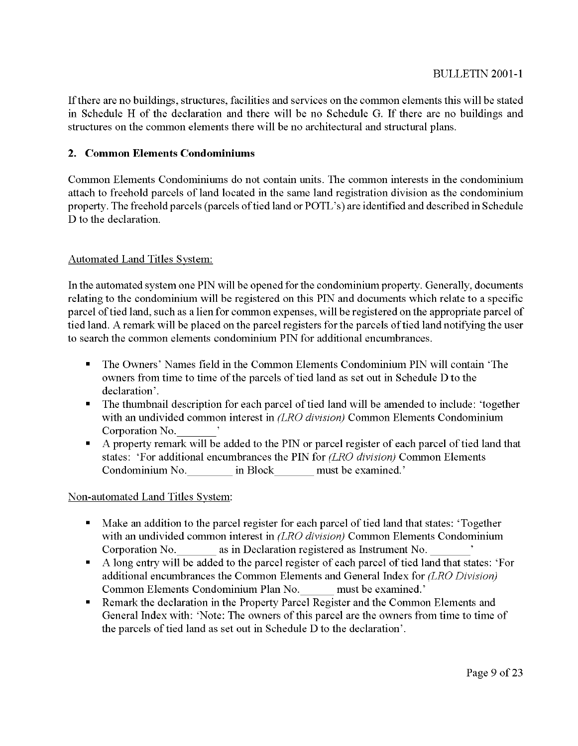If there are no buildings, structures, facilities and services on the common elements this will be stated in Schedule H of the declaration and there will be no Schedule G. If there are no buildings and structures on the common elements there will be no architectural and structural plans.

## 2. Common Elements Condominiums

Common Elements Condominiums do not contain units. The common interests in the condominium attach to freehold parcels of land located in the same land registration division as the condominium property. The freehold parcels (parcels of tied land or POTL's) are identified and described in Schedule D to the declaration.

Automated Land Titles System:

In the automated system one PIN will be opened for the condominium property. Generally, documents relating to the condominium will be registered on this PIN and documents which relate to a specific parcel of tied land, such as a lien for common expenses, will be registered on the appropriate parcel of tied land. A remark will be placed on the parcel registers for the parcels of tied land notifying the user to search the common elements condominium PIN for additional encumbrances.

- The Owners' Names field in the Common Elements Condominium PIN will contain 'The owners from time to time of the parcels of tied land as set out in Schedule D to the declaration'.
- The thumbnail description for each parcel of tied land will be amended to include: 'together with an undivided common interest in *(LRO division)* Common Elements Condominium Corporation No.\_\_\_\_\_\_\_'
- A property remark will be added to the PIN or parcel register of each parcel of tied land that states: 'For additional encumbrances the PIN for *(LRO division)* Common Elements Condominium No.\_\_\_\_\_\_\_\_ in Block\_\_\_\_\_\_\_ must be examined.'

Non-automated Land Titles System:

- Make an addition to the parcel register for each parcel of tied land that states: 'Together with an undivided common interest in *(LRO division)* Common Elements Condominium Corporation No.\_\_\_\_\_\_\_ as in Declaration registered as Instrument No. \_\_\_\_\_\_\_'
- A long entry will be added to the parcel register of each parcel of tied land that states: 'For additional encumbrances the Common Elements and General Index for *(LRO Division)* Common Elements Condominium Plan No.\_\_\_\_\_\_ must be examined.'
- Remark the declaration in the Property Parcel Register and the Common Elements and General Index with: 'Note: The owners of this parcel are the owners from time to time of the parcels of tied land as set out in Schedule D to the declaration'.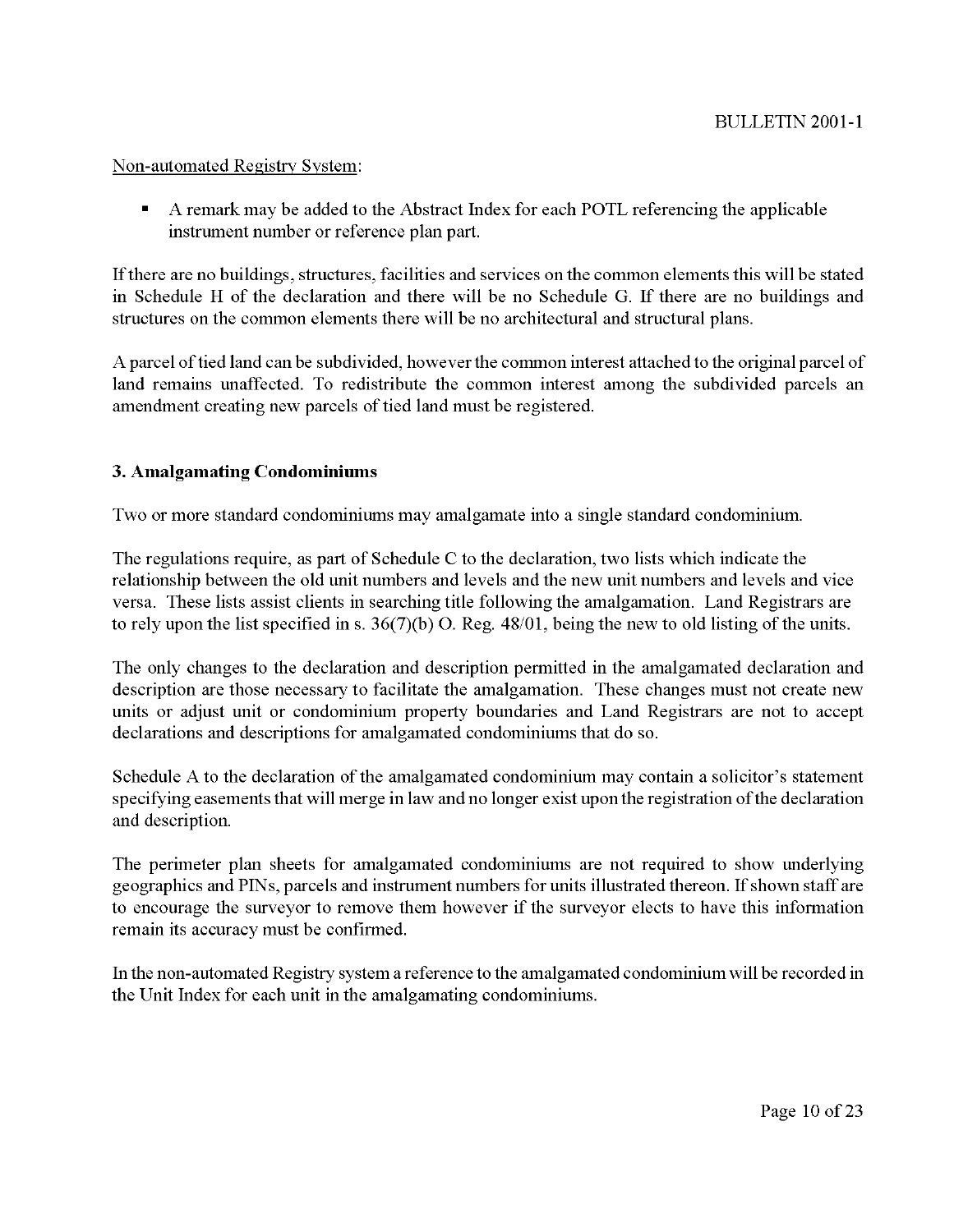Non-automated Registry System:

- A remark may be added to the Abstract Index for each POTL referencing the applicable instrument number or reference plan part.

If there are no buildings, structures, facilities and services on the common elements this will be stated in Schedule H of the declaration and there will be no Schedule G. If there are no buildings and structures on the common elements there will be no architectural and structural plans.

A parcel of tied land can be subdivided, however the common interest attached to the original parcel of land remains unaffected. To redistribute the common interest among the subdivided parcels an amendment creating new parcels of tied land must be registered.

### 3. Amalgamating Condominiums

Two or more standard condominiums may amalgamate into a single standard condominium.

The regulations require, as part of Schedule C to the declaration, two lists which indicate the relationship between the old unit numbers and levels and the new unit numbers and levels and vice versa. These lists assist clients in searching title following the amalgamation. Land Registrars are to rely upon the list specified in s. 36(7)(b) O. Reg. 48/01, being the new to old listing of the units.

The only changes to the declaration and description permitted in the amalgamated declaration and description are those necessary to facilitate the amalgamation. These changes must not create new units or adjust unit or condominium property boundaries and Land Registrars are not to accept declarations and descriptions for amalgamated condominiums that do so.

Schedule A to the declaration of the amalgamated condominium may contain a solicitor's statement specifying easements that will merge in law and no longer exist upon the registration of the declaration and description.

The perimeter plan sheets for amalgamated condominiums are not required to show underlying geographics and PINs, parcels and instrument numbers for units illustrated thereon. If shown staff are to encourage the surveyor to remove them however if the surveyor elects to have this information remain its accuracy must be confirmed.

In the non-automated Registry system a reference to the amalgamated condominium will be recorded in the Unit Index for each unit in the amalgamating condominiums.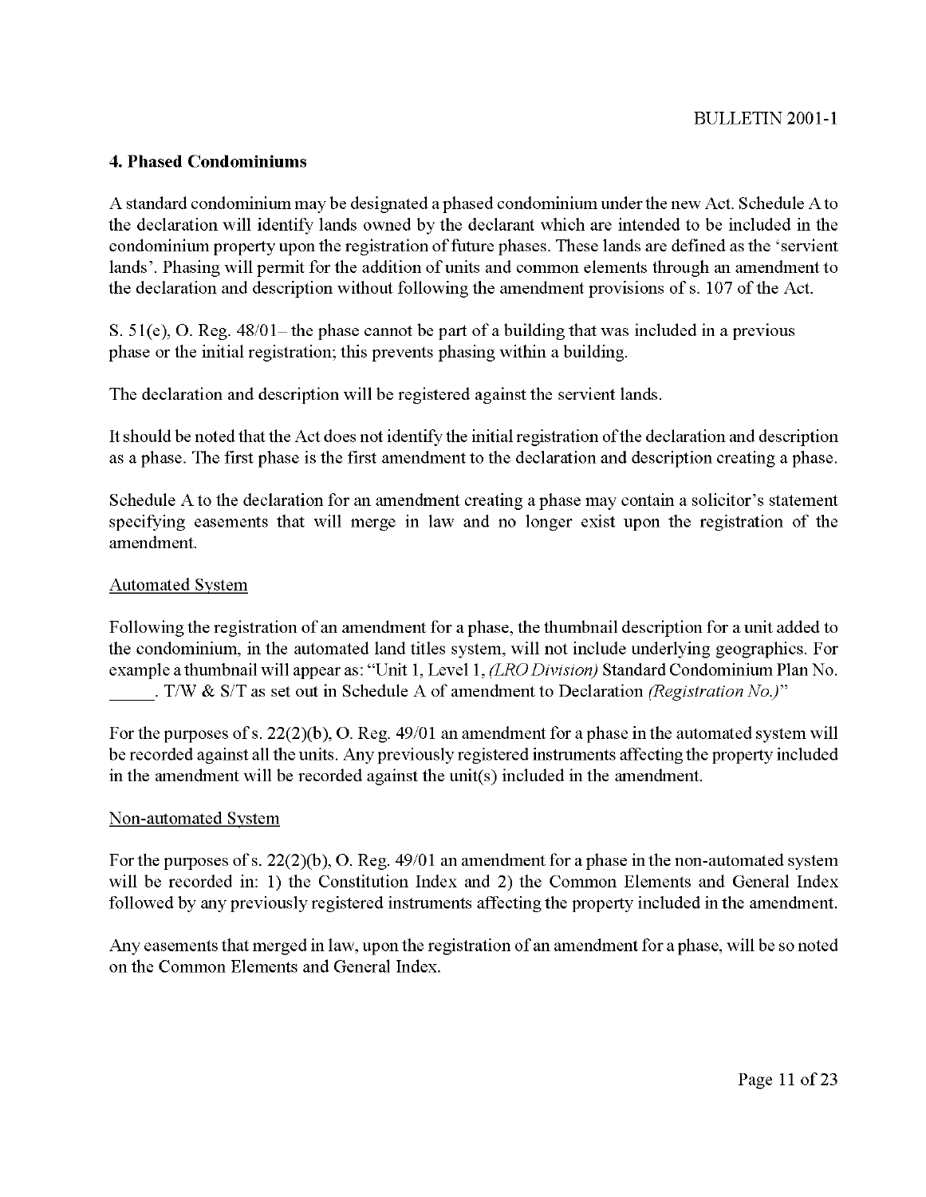## 4. Phased Condominiums

A standard condominium may be designated a phased condominium under the new Act. Schedule A to the declaration will identify lands owned by the declarant which are intended to be included in the condominium property upon the registration of future phases. These lands are defined as the 'servient lands'. Phasing will permit for the addition of units and common elements through an amendment to the declaration and description without following the amendment provisions of s. 107 of the Act.

S. 51(e), O. Reg. 48/01– the phase cannot be part of a building that was included in a previous phase or the initial registration; this prevents phasing within a building.

The declaration and description will be registered against the servient lands.

It should be noted that the Act does not identify the initial registration of the declaration and description as a phase. The first phase is the first amendment to the declaration and description creating a phase.

Schedule A to the declaration for an amendment creating a phase may contain a solicitor's statement specifying easements that will merge in law and no longer exist upon the registration of the amendment.

### Automated System

Following the registration of an amendment for a phase, the thumbnail description for a unit added to the condominium, in the automated land titles system, will not include underlying geographics. For example a thumbnail will appear as: "Unit 1, Level 1, *(LRO Division)* Standard Condominium Plan No. _____. T/W & S/T as set out in Schedule A of amendment to Declaration *(Registration No.)*"

For the purposes of s. 22(2)(b), O. Reg. 49/01 an amendment for a phase in the automated system will be recorded against all the units. Any previously registered instruments affecting the property included in the amendment will be recorded against the unit(s) included in the amendment.

### Non-automated System

For the purposes of s. 22(2)(b), O. Reg. 49/01 an amendment for a phase in the non-automated system will be recorded in: 1) the Constitution Index and 2) the Common Elements and General Index followed by any previously registered instruments affecting the property included in the amendment.

Any easements that merged in law, upon the registration of an amendment for a phase, will be so noted on the Common Elements and General Index.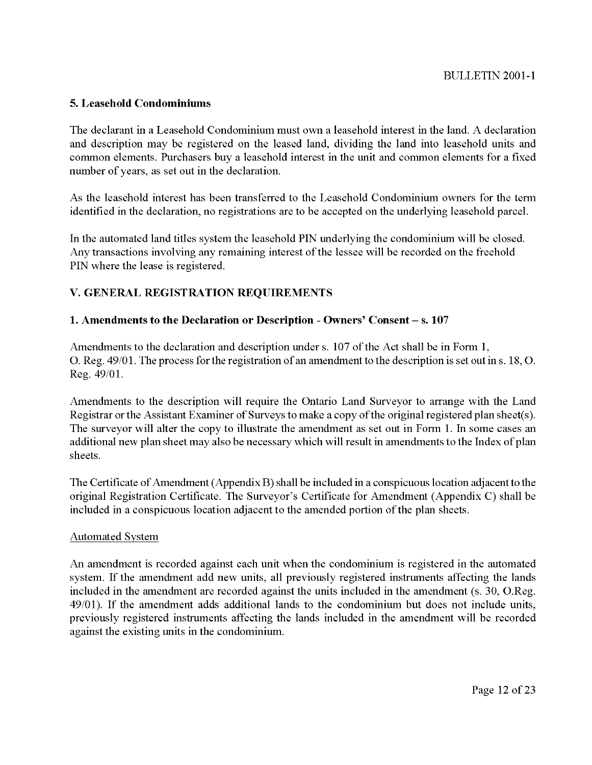### 5. Leasehold Condominiums

The declarant in a Leasehold Condominium must own a leasehold interest in the land. A declaration and description may be registered on the leased land, dividing the land into leasehold units and common elements. Purchasers buy a leasehold interest in the unit and common elements for a fixed number of years, as set out in the declaration.

As the leasehold interest has been transferred to the Leasehold Condominium owners for the term identified in the declaration, no registrations are to be accepted on the underlying leasehold parcel.

In the automated land titles system the leasehold PIN underlying the condominium will be closed. Any transactions involving any remaining interest of the lessee will be recorded on the freehold PIN where the lease is registered.

## V. GENERAL REGISTRATION REQUIREMENTS

### 1. Amendments to the Declaration or Description - Owners' Consent – s. 107

Amendments to the declaration and description under s. 107 of the Act shall be in Form 1, O. Reg. 49/01. The process for the registration of an amendment to the description is set out in s. 18, O. Reg. 49/01.

Amendments to the description will require the Ontario Land Surveyor to arrange with the Land Registrar or the Assistant Examiner of Surveys to make a copy of the original registered plan sheet(s). The surveyor will alter the copy to illustrate the amendment as set out in Form 1. In some cases an additional new plan sheet may also be necessary which will result in amendments to the Index of plan sheets.

The Certificate of Amendment (Appendix B) shall be included in a conspicuous location adjacent to the original Registration Certificate. The Surveyor's Certificate for Amendment (Appendix C) shall be included in a conspicuous location adjacent to the amended portion of the plan sheets.

<u>Automated System</u>

An amendment is recorded against each unit when the condominium is registered in the automated system. If the amendment add new units, all previously registered instruments affecting the lands included in the amendment are recorded against the units included in the amendment (s. 30, O.Reg. 49/01). If the amendment adds additional lands to the condominium but does not include units, previously registered instruments affecting the lands included in the amendment will be recorded against the existing units in the condominium.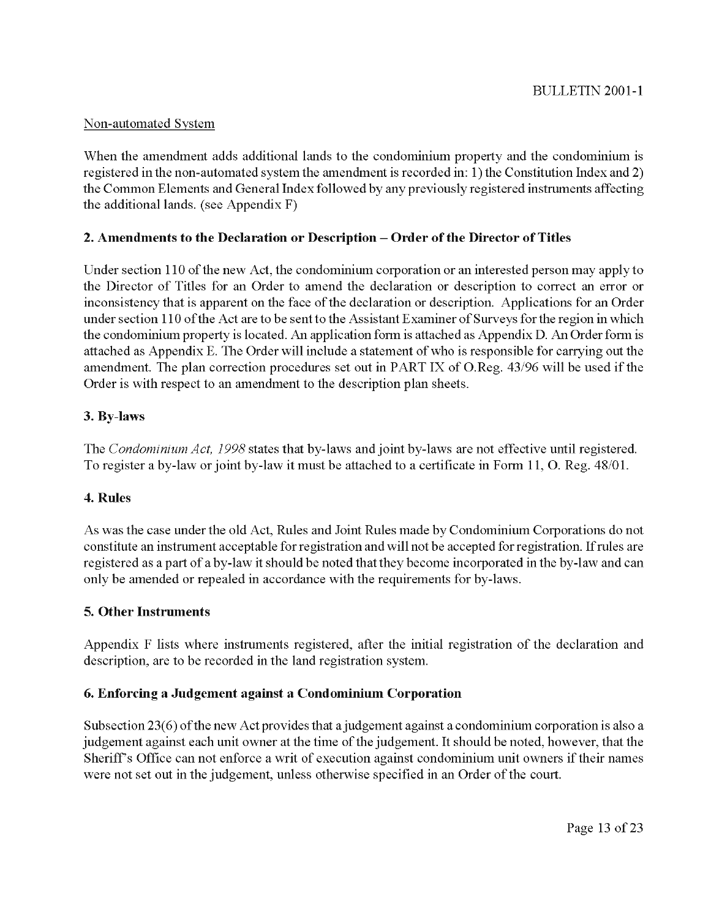Non-automated System

When the amendment adds additional lands to the condominium property and the condominium is registered in the non-automated system the amendment is recorded in: 1) the Constitution Index and 2) the Common Elements and General Index followed by any previously registered instruments affecting the additional lands. (see Appendix F)

### 2. Amendments to the Declaration or Description – Order of the Director of Titles

Under section 110 of the new Act, the condominium corporation or an interested person may apply to the Director of Titles for an Order to amend the declaration or description to correct an error or inconsistency that is apparent on the face of the declaration or description. Applications for an Order under section 110 of the Act are to be sent to the Assistant Examiner of Surveys for the region in which the condominium property is located. An application form is attached as Appendix D. An Order form is attached as Appendix E. The Order will include a statement of who is responsible for carrying out the amendment. The plan correction procedures set out in PART IX of O.Reg. 43/96 will be used if the Order is with respect to an amendment to the description plan sheets.

### 3. By-laws

The *Condominium Act, 1998* states that by-laws and joint by-laws are not effective until registered. To register a by-law or joint by-law it must be attached to a certificate in Form 11, O. Reg. 48/01.

### 4. Rules

As was the case under the old Act, Rules and Joint Rules made by Condominium Corporations do not constitute an instrument acceptable for registration and will not be accepted for registration. If rules are registered as a part of a by-law it should be noted that they become incorporated in the by-law and can only be amended or repealed in accordance with the requirements for by-laws.

### 5. Other Instruments

Appendix F lists where instruments registered, after the initial registration of the declaration and description, are to be recorded in the land registration system.

### 6. Enforcing a Judgement against a Condominium Corporation

Subsection 23(6) of the new Act provides that a judgement against a condominium corporation is also a judgement against each unit owner at the time of the judgement. It should be noted, however, that the Sheriff's Office can not enforce a writ of execution against condominium unit owners if their names were not set out in the judgement, unless otherwise specified in an Order of the court.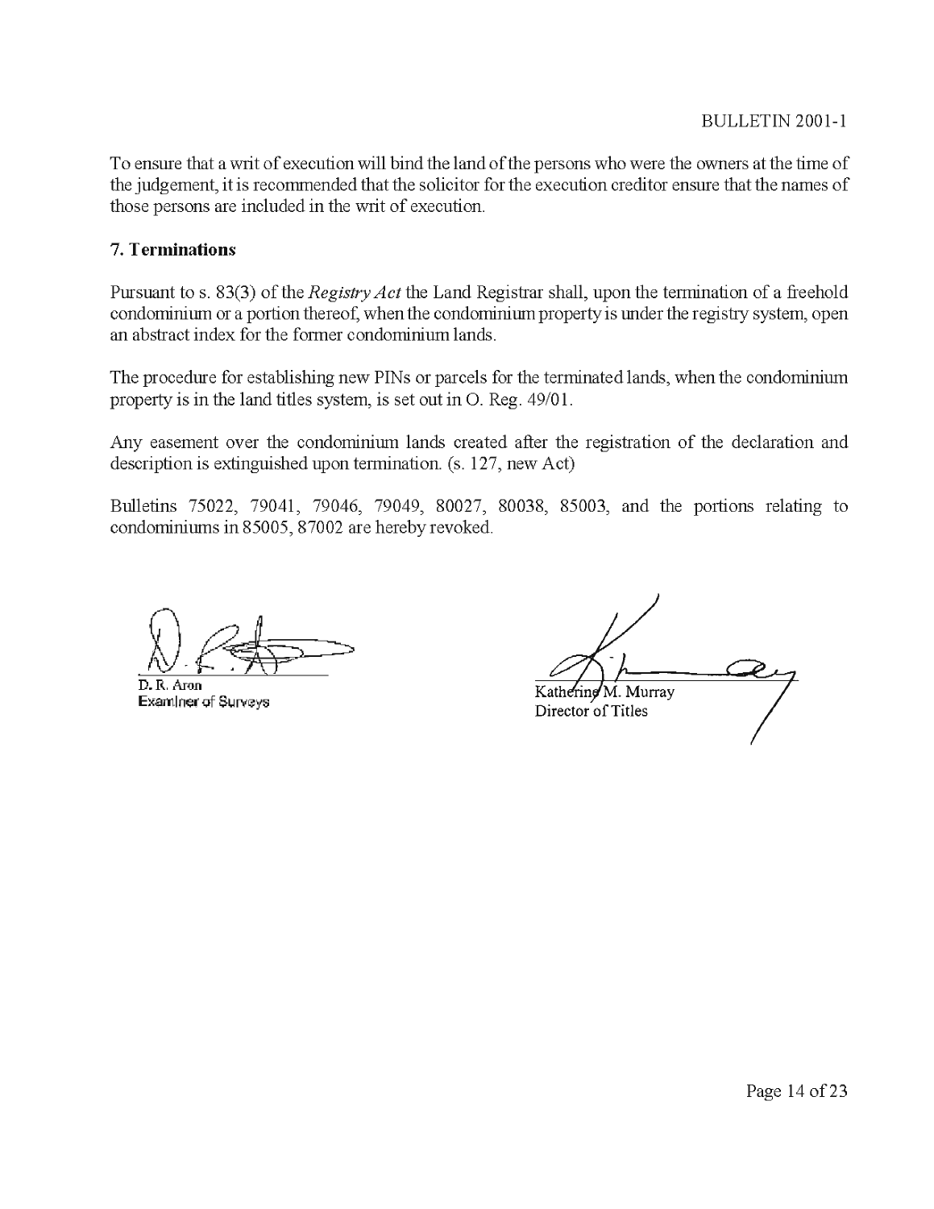To ensure that a writ of execution will bind the land of the persons who were the owners at the time of the judgement, it is recommended that the solicitor for the execution creditor ensure that the names of those persons are included in the writ of execution.

### 7. Terminations

Pursuant to s. 83(3) of the *Registry Act* the Land Registrar shall, upon the termination of a freehold condominium or a portion thereof, when the condominium property is under the registry system, open an abstract index for the former condominium lands.

The procedure for establishing new PINs or parcels for the terminated lands, when the condominium property is in the land titles system, is set out in O. Reg. 49/01.

Any easement over the condominium lands created after the registration of the declaration and description is extinguished upon termination. (s. 127, new Act)

Bulletins 75022, 79041, 79046, 79049, 80027, 80038, 85003, and the portions relating to condominiums in 85005, 87002 are hereby revoked.

D. R. Aron
Examiner of Surveys

Katherine M. Murray
Director of Titles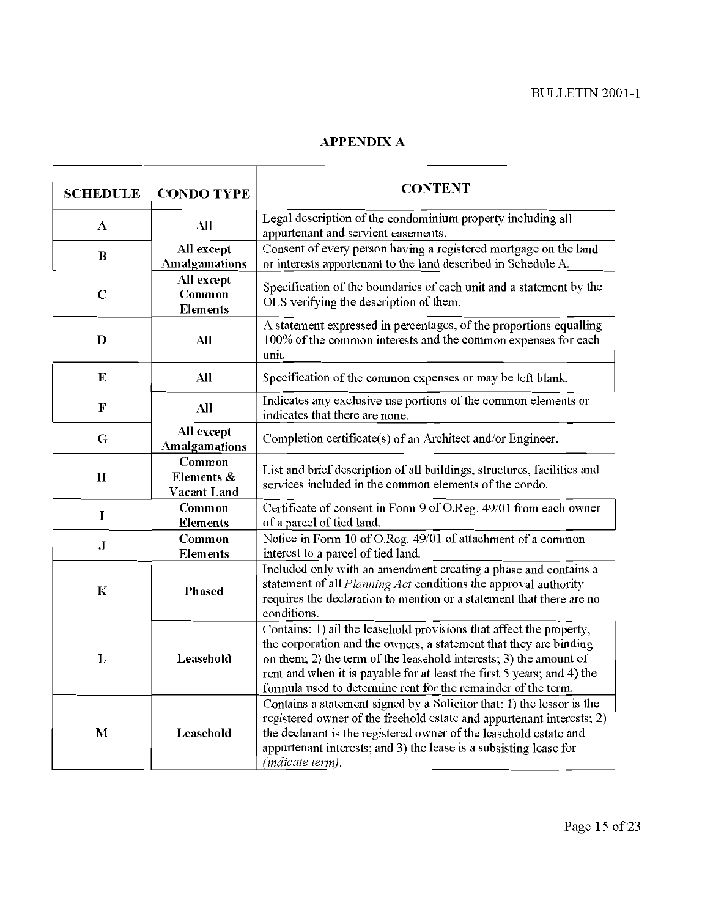## APPENDIX A

| SCHEDULE | CONDO TYPE | CONTENT |
|---|---|---|
| **A** | All | Legal description of the condominium property including all appurtenant and servient easements. |
| **B** | All except Amalgamations | Consent of every person having a registered mortgage on the land or interests appurtenant to the land described in Schedule A. |
| **C** | All except Common Elements | Specification of the boundaries of each unit and a statement by the OLS verifying the description of them. |
| **D** | All | A statement expressed in percentages, of the proportions equalling 100% of the common interests and the common expenses for each unit. |
| **E** | All | Specification of the common expenses or may be left blank. |
| **F** | All | Indicates any exclusive use portions of the common elements or indicates that there are none. |
| **G** | All except Amalgamations | Completion certificate(s) of an Architect and/or Engineer. |
| **H** | Common Elements & Vacant Land | List and brief description of all buildings, structures, facilities and services included in the common elements of the condo. |
| **I** | Common Elements | Certificate of consent in Form 9 of O.Reg. 49/01 from each owner of a parcel of tied land. |
| **J** | Common Elements | Notice in Form 10 of O.Reg. 49/01 of attachment of a common interest to a parcel of tied land. |
| **K** | Phased | Included only with an amendment creating a phase and contains a statement of all *Planning Act* conditions the approval authority requires the declaration to mention or a statement that there are no conditions. |
| **L** | Leasehold | Contains: 1) all the leasehold provisions that affect the property, the corporation and the owners, a statement that they are binding on them; 2) the term of the leasehold interests; 3) the amount of rent and when it is payable for at least the first 5 years; and 4) the formula used to determine rent for the remainder of the term. |
| **M** | Leasehold | Contains a statement signed by a Solicitor that: 1) the lessor is the registered owner of the freehold estate and appurtenant interests; 2) the declarant is the registered owner of the leasehold estate and appurtenant interests; and 3) the lease is a subsisting lease for *(indicate term)*. |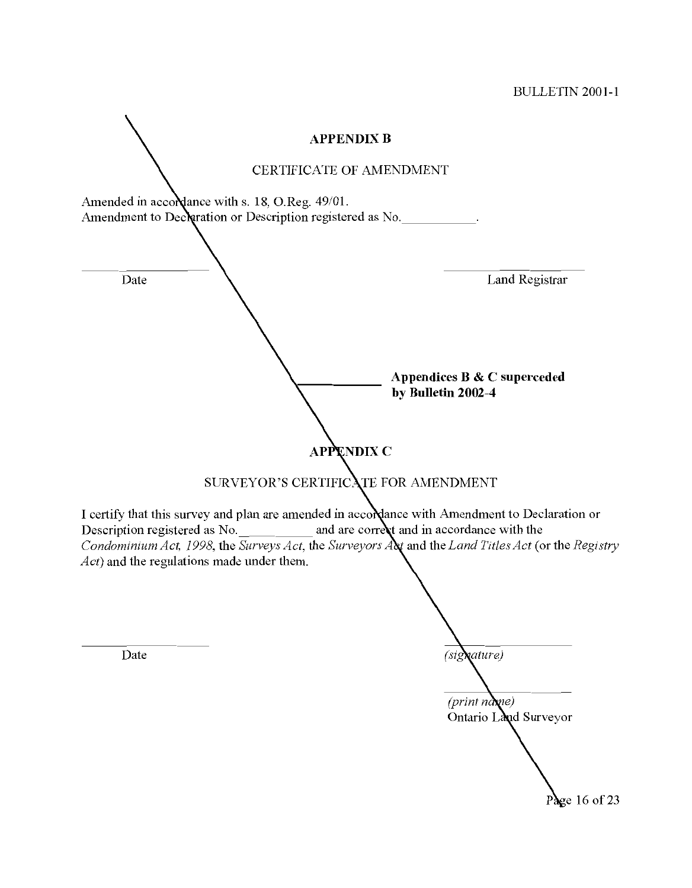## APPENDIX B

CERTIFICATE OF AMENDMENT

Amended in accordance with s. 18, O.Reg. 49/01.
Amendment to Declaration or Description registered as No.\_\_\_\_\_\_\_\_\_\_\_.

| | |
|---|---|
| \_\_\_\_\_\_\_\_\_\_\_\_\_\_\_\_ | \_\_\_\_\_\_\_\_\_\_\_\_\_\_\_\_ |
| Date | Land Registrar |

**Appendices B & C superceded by Bulletin 2002-4**

## APPENDIX C

SURVEYOR'S CERTIFICATE FOR AMENDMENT

I certify that this survey and plan are amended in accordance with Amendment to Declaration or Description registered as No.\_\_\_\_\_\_\_\_\_\_ and are correct and in accordance with the *Condominium Act, 1998*, the *Surveys Act*, the *Surveyors Act* and the *Land Titles Act* (or the *Registry Act*) and the regulations made under them.

| | |
|---|---|
| \_\_\_\_\_\_\_\_\_\_\_\_\_\_\_\_ | \_\_\_\_\_\_\_\_\_\_\_\_\_\_\_\_ |
| Date | *(signature)* |
| | \_\_\_\_\_\_\_\_\_\_\_\_\_\_\_\_ |
| | *(print name)* |
| | Ontario Land Surveyor |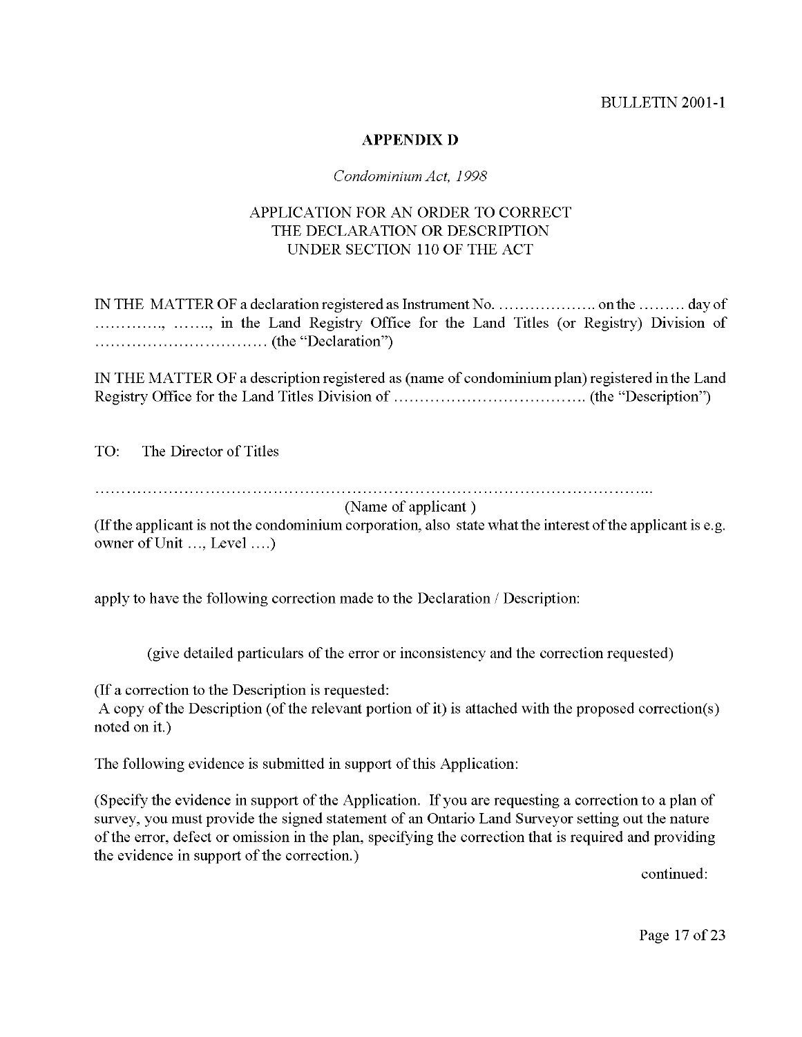## APPENDIX D

*Condominium Act, 1998*

APPLICATION FOR AN ORDER TO CORRECT
THE DECLARATION OR DESCRIPTION
UNDER SECTION 110 OF THE ACT

IN THE MATTER OF a declaration registered as Instrument No. ………………. on the ……… day of …………., ……., in the Land Registry Office for the Land Titles (or Registry) Division of …………………………… (the "Declaration")

IN THE MATTER OF a description registered as (name of condominium plan) registered in the Land Registry Office for the Land Titles Division of ………………………………. (the "Description")

TO: The Director of Titles

…………………………………………………………………………………………...
(Name of applicant )
(If the applicant is not the condominium corporation, also state what the interest of the applicant is e.g. owner of Unit …, Level ….)

apply to have the following correction made to the Declaration / Description:

(give detailed particulars of the error or inconsistency and the correction requested)

(If a correction to the Description is requested:
A copy of the Description (of the relevant portion of it) is attached with the proposed correction(s) noted on it.)

The following evidence is submitted in support of this Application:

(Specify the evidence in support of the Application. If you are requesting a correction to a plan of survey, you must provide the signed statement of an Ontario Land Surveyor setting out the nature of the error, defect or omission in the plan, specifying the correction that is required and providing the evidence in support of the correction.)

continued: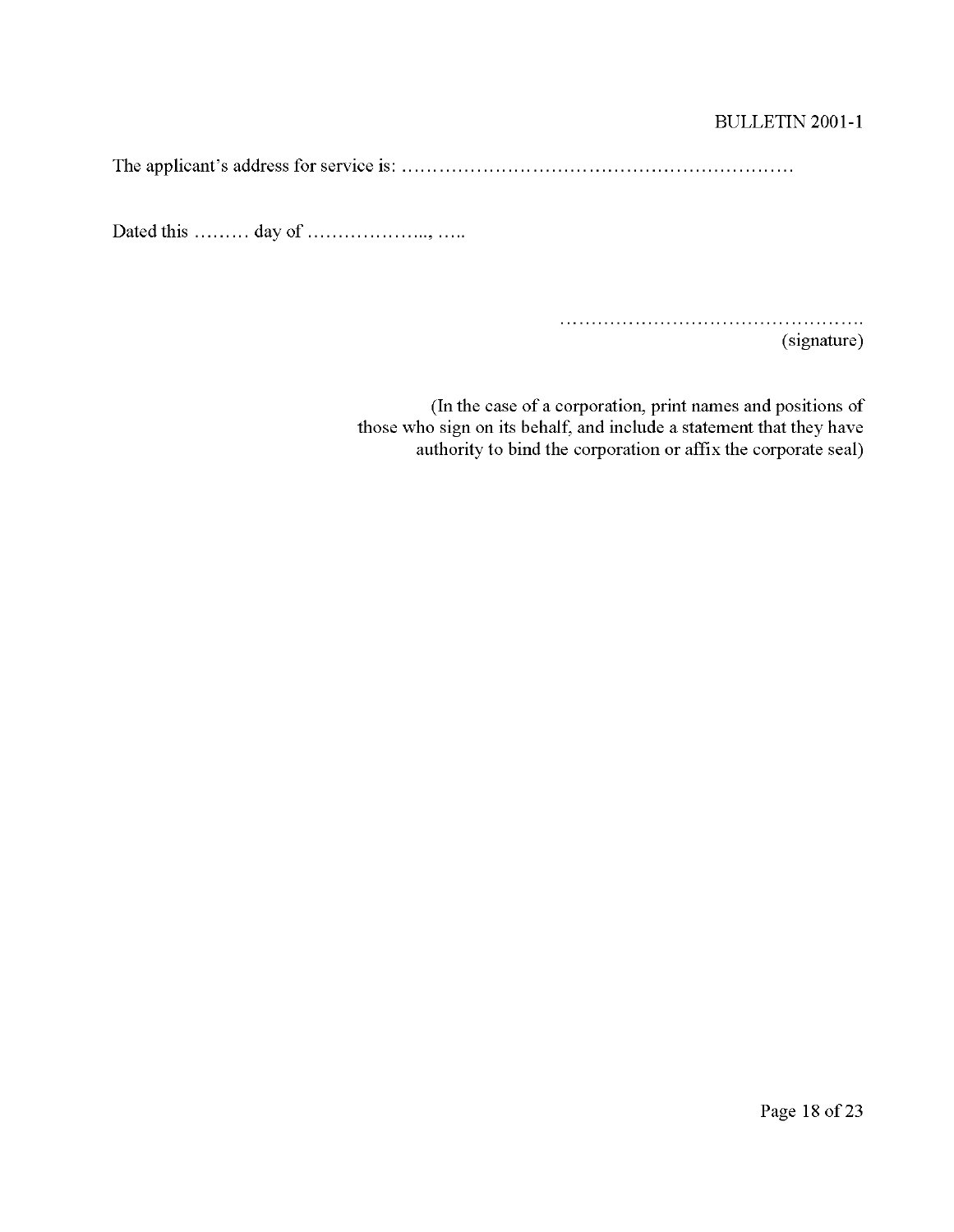The applicant's address for service is: ………………………………………………………

Dated this ……… day of ……………….., …..

…………………………………………. 
(signature)

(In the case of a corporation, print names and positions of those who sign on its behalf, and include a statement that they have authority to bind the corporation or affix the corporate seal)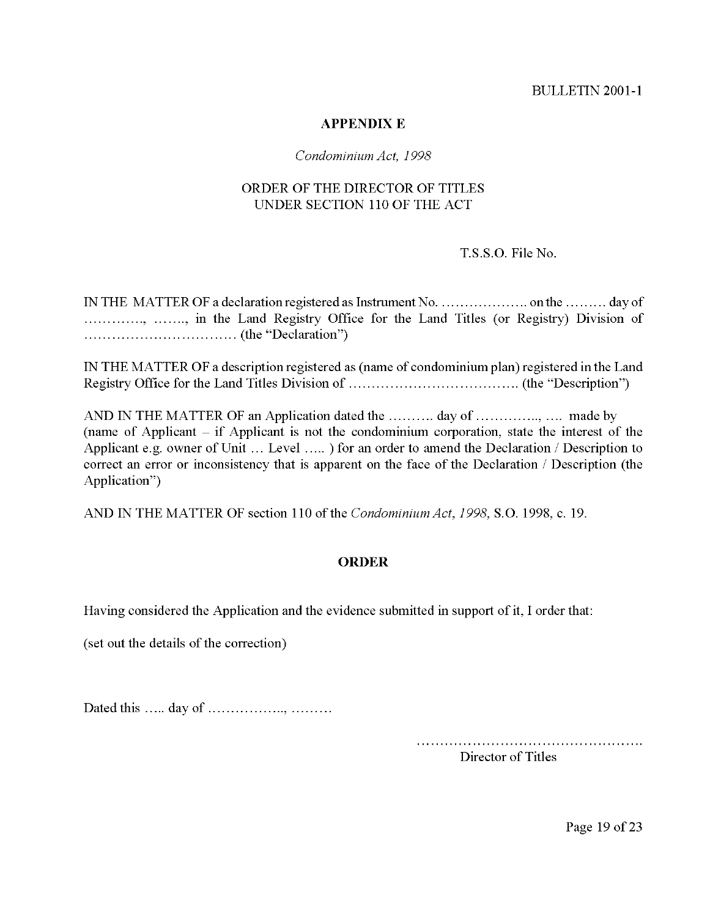## APPENDIX E

*Condominium Act, 1998*

ORDER OF THE DIRECTOR OF TITLES
UNDER SECTION 110 OF THE ACT

T.S.S.O. File No.

IN THE MATTER OF a declaration registered as Instrument No. ………………. on the ……… day of …………., ……., in the Land Registry Office for the Land Titles (or Registry) Division of …………………………… (the "Declaration")

IN THE MATTER OF a description registered as (name of condominium plan) registered in the Land Registry Office for the Land Titles Division of ………………………………. (the "Description")

AND IN THE MATTER OF an Application dated the ……….. day of …………., …. made by (name of Applicant – if Applicant is not the condominium corporation, state the interest of the Applicant e.g. owner of Unit … Level ….. ) for an order to amend the Declaration / Description to correct an error or inconsistency that is apparent on the face of the Declaration / Description (the Application")

AND IN THE MATTER OF section 110 of the *Condominium Act, 1998*, S.O. 1998, c. 19.

**ORDER**

Having considered the Application and the evidence submitted in support of it, I order that:

(set out the details of the correction)

Dated this ….. day of …………….., ………

…………………………………………
Director of Titles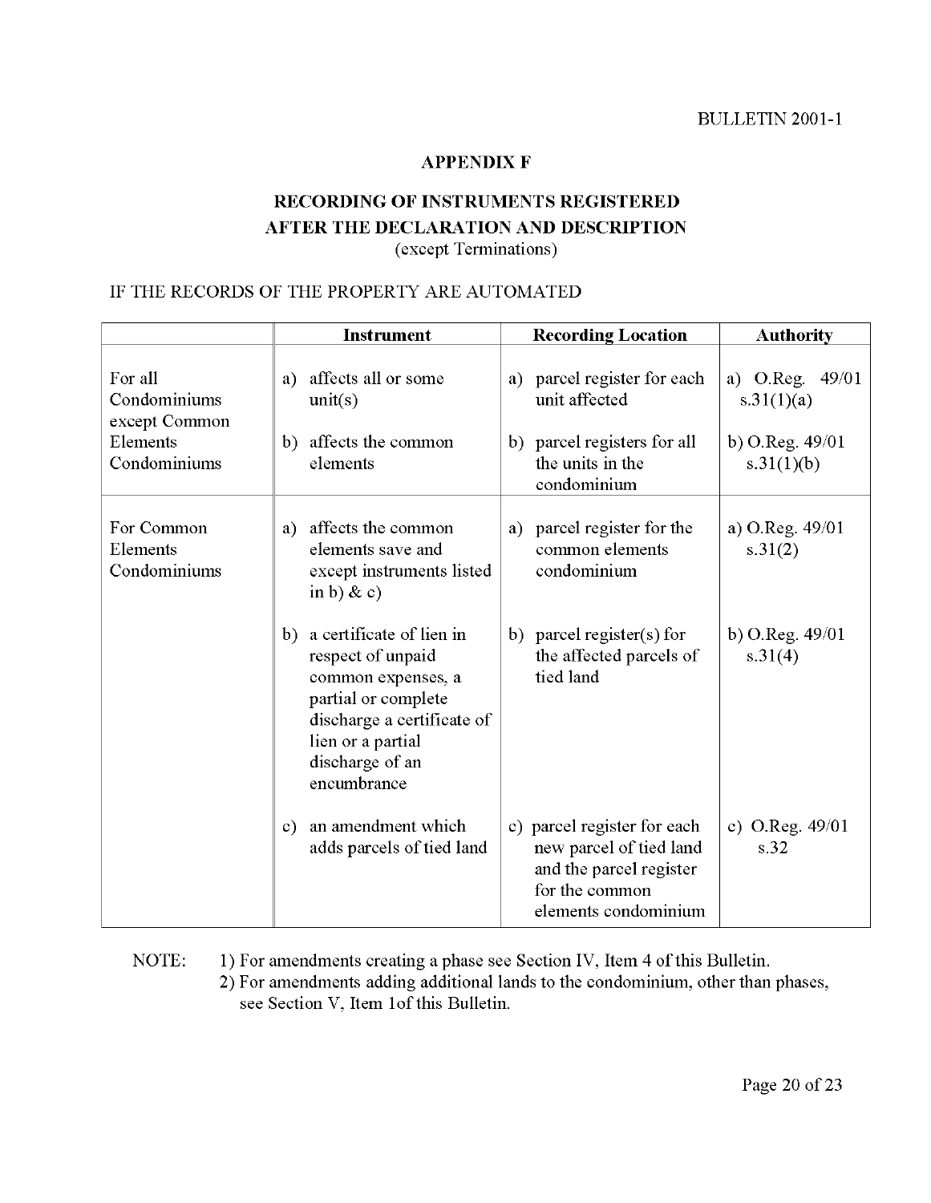BULLETIN 2001-1

## APPENDIX F

## RECORDING OF INSTRUMENTS REGISTERED AFTER THE DECLARATION AND DESCRIPTION

(except Terminations)

IF THE RECORDS OF THE PROPERTY ARE AUTOMATED

| | Instrument | Recording Location | Authority |
|---|---|---|---|
| For all Condominiums except Common Elements Condominiums | a) affects all or some unit(s) | a) parcel register for each unit affected | a) O.Reg. 49/01 s.31(1)(a) |
| | b) affects the common elements | b) parcel registers for all the units in the condominium | b) O.Reg. 49/01 s.31(1)(b) |
| For Common Elements Condominiums | a) affects the common elements save and except instruments listed in b) & c) | a) parcel register for the common elements condominium | a) O.Reg. 49/01 s.31(2) |
| | b) a certificate of lien in respect of unpaid common expenses, a partial or complete discharge a certificate of lien or a partial discharge of an encumbrance | b) parcel register(s) for the affected parcels of tied land | b) O.Reg. 49/01 s.31(4) |
| | c) an amendment which adds parcels of tied land | c) parcel register for each new parcel of tied land and the parcel register for the common elements condominium | c) O.Reg. 49/01 s.32 |

NOTE:
1) For amendments creating a phase see Section IV, Item 4 of this Bulletin.
2) For amendments adding additional lands to the condominium, other than phases, see Section V, Item 1of this Bulletin.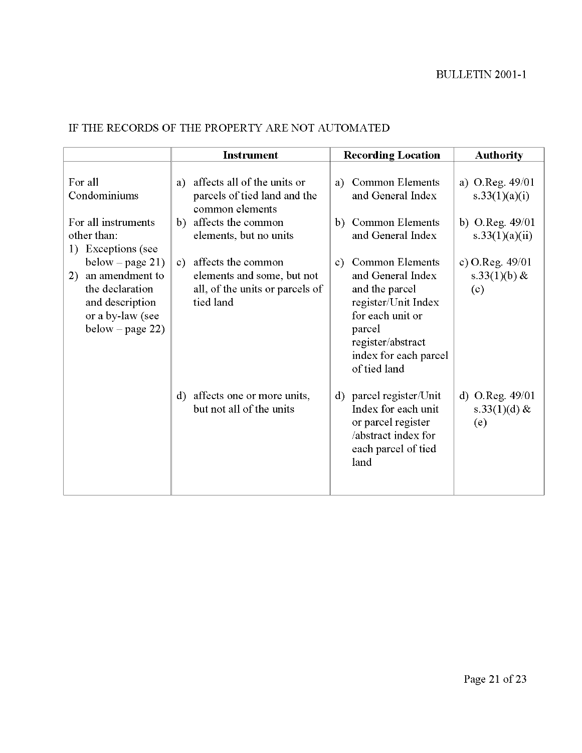IF THE RECORDS OF THE PROPERTY ARE NOT AUTOMATED

| | Instrument | Recording Location | Authority |
|---|---|---|---|
| For all Condominiums<br><br>For all instruments other than:<br>1) Exceptions (see below – page 21)<br>2) an amendment to the declaration and description or a by-law (see below – page 22) | a) affects all of the units or parcels of tied land and the common elements | a) Common Elements and General Index | a) O.Reg. 49/01 s.33(1)(a)(i) |
| | b) affects the common elements, but no units | b) Common Elements and General Index | b) O.Reg. 49/01 s.33(1)(a)(ii) |
| | c) affects the common elements and some, but not all, of the units or parcels of tied land | c) Common Elements and General Index and the parcel register/Unit Index for each unit or parcel register/abstract index for each parcel of tied land | c) O.Reg. 49/01 s.33(1)(b) & (c) |
| | d) affects one or more units, but not all of the units | d) parcel register/Unit Index for each unit or parcel register /abstract index for each parcel of tied land | d) O.Reg. 49/01 s.33(1)(d) & (e) |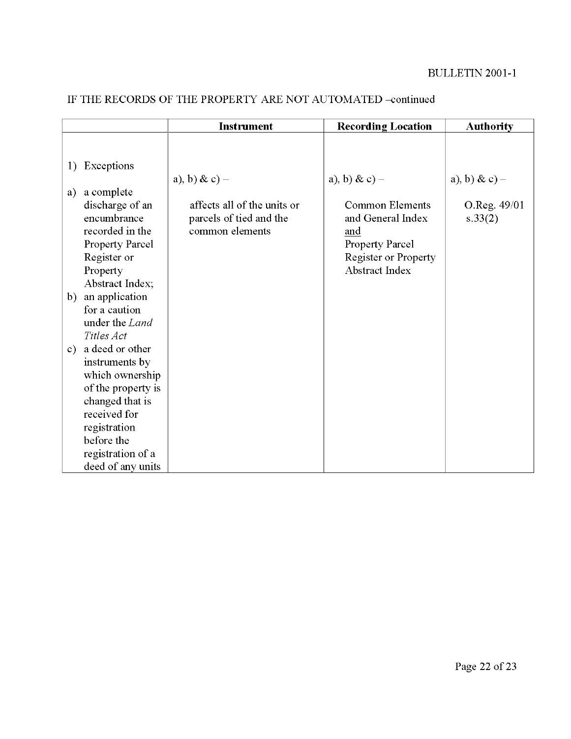IF THE RECORDS OF THE PROPERTY ARE NOT AUTOMATED –continued

| | Instrument | Recording Location | Authority |
|---|---|---|---|
| 1) Exceptions<br><br>a) a complete discharge of an encumbrance recorded in the Property Parcel Register or Property Abstract Index;<br>b) an application for a caution under the *Land Titles Act*<br>c) a deed or other instruments by which ownership of the property is changed that is received for registration before the registration of a deed of any units | a), b) & c) –<br><br>affects all of the units or parcels of tied and the common elements | a), b) & c) –<br><br>Common Elements and General Index <u>and</u> Property Parcel Register or Property Abstract Index | a), b) & c) –<br><br>O.Reg. 49/01 s.33(2) |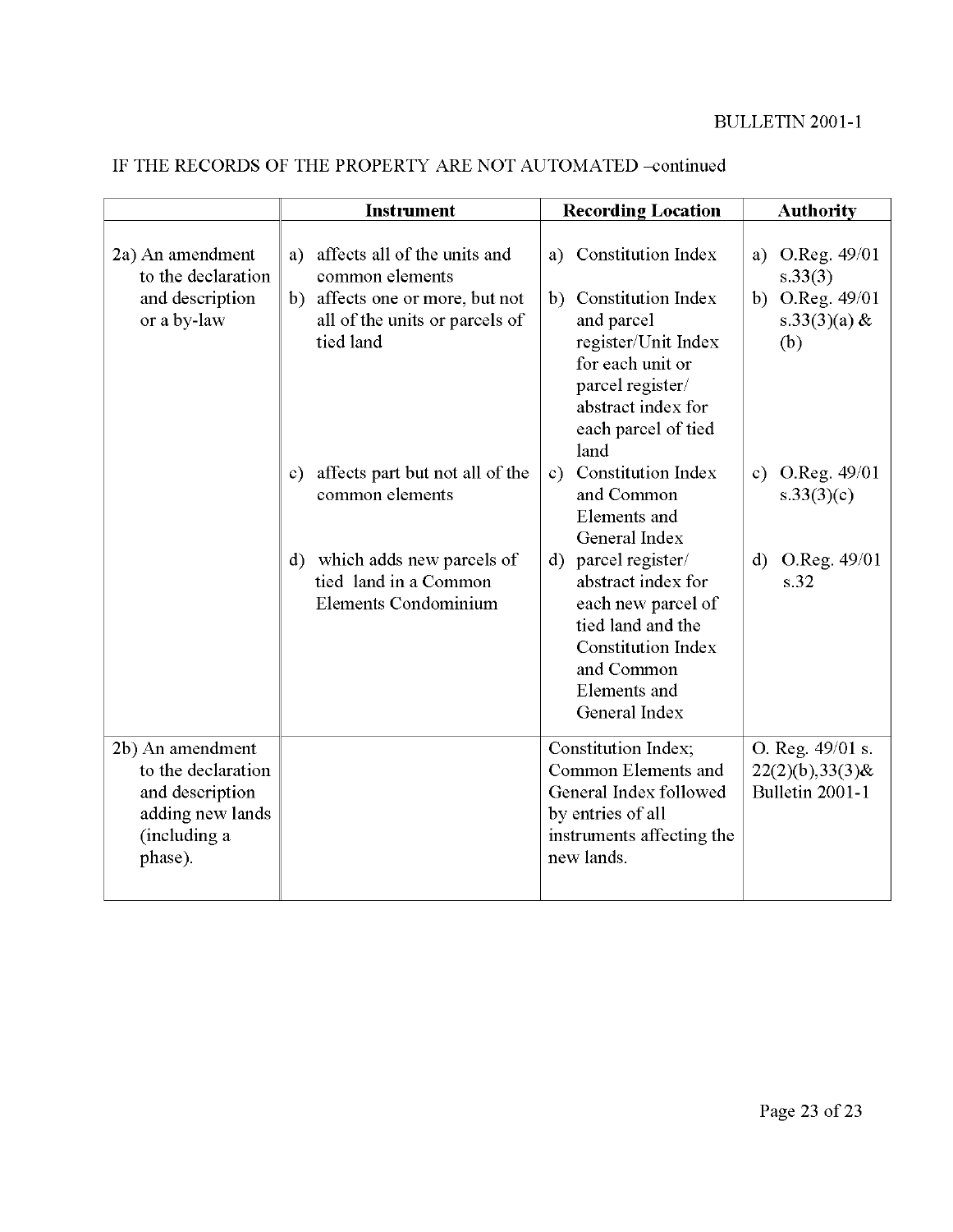IF THE RECORDS OF THE PROPERTY ARE NOT AUTOMATED –continued

| | Instrument | Recording Location | Authority |
|---|---|---|---|
| 2a) An amendment to the declaration and description or a by-law | a) affects all of the units and common elements<br>b) affects one or more, but not all of the units or parcels of tied land<br><br>c) affects part but not all of the common elements<br><br>d) which adds new parcels of tied land in a Common Elements Condominium | a) Constitution Index<br>b) Constitution Index and parcel register/Unit Index for each unit or parcel register/ abstract index for each parcel of tied land<br>c) Constitution Index and Common Elements and General Index<br>d) parcel register/ abstract index for each new parcel of tied land and the Constitution Index and Common Elements and General Index | a) O.Reg. 49/01 s.33(3)<br>b) O.Reg. 49/01 s.33(3)(a) & (b)<br><br>c) O.Reg. 49/01 s.33(3)(c)<br><br>d) O.Reg. 49/01 s.32 |
| 2b) An amendment to the declaration and description adding new lands (including a phase). | | Constitution Index; Common Elements and General Index followed by entries of all instruments affecting the new lands. | O. Reg. 49/01 s. 22(2)(b),33(3)& Bulletin 2001-1 |